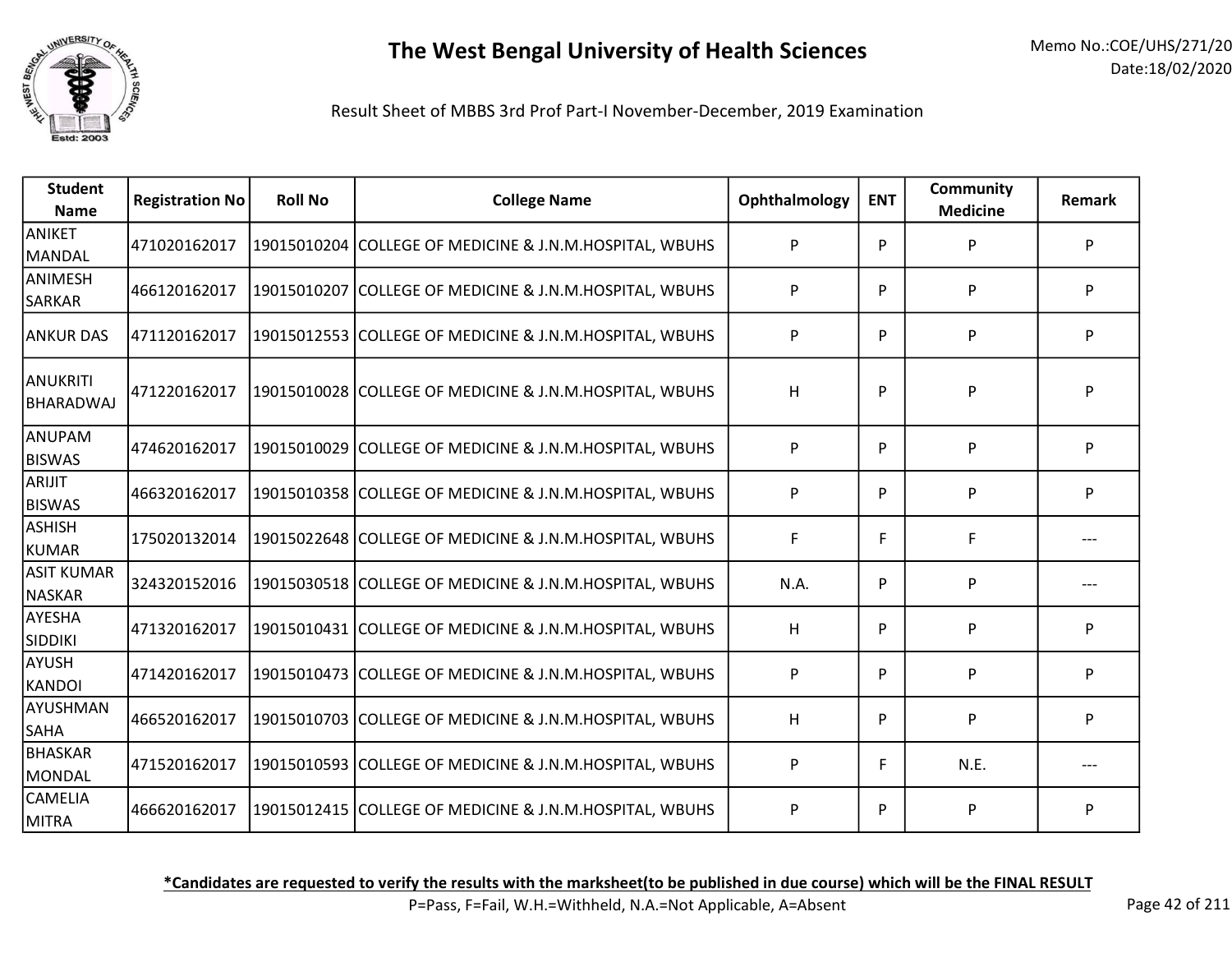# The West Bengal University of Health Sciences

Memo No.:COE/UHS/271/20
Date:18/02/2020

Result Sheet of MBBS 3rd Prof Part-I November-December, 2019 Examination

| Student Name | Registration No | Roll No | College Name | Ophthalmology | ENT | Community Medicine | Remark |
|---|---|---|---|---|---|---|---|
| ANIKET MANDAL | 471020162017 | 19015010204 | COLLEGE OF MEDICINE & J.N.M.HOSPITAL, WBUHS | P | P | P | P |
| ANIMESH SARKAR | 466120162017 | 19015010207 | COLLEGE OF MEDICINE & J.N.M.HOSPITAL, WBUHS | P | P | P | P |
| ANKUR DAS | 471120162017 | 19015012553 | COLLEGE OF MEDICINE & J.N.M.HOSPITAL, WBUHS | P | P | P | P |
| ANUKRITI BHARADWAJ | 471220162017 | 19015010028 | COLLEGE OF MEDICINE & J.N.M.HOSPITAL, WBUHS | H | P | P | P |
| ANUPAM BISWAS | 474620162017 | 19015010029 | COLLEGE OF MEDICINE & J.N.M.HOSPITAL, WBUHS | P | P | P | P |
| ARIJIT BISWAS | 466320162017 | 19015010358 | COLLEGE OF MEDICINE & J.N.M.HOSPITAL, WBUHS | P | P | P | P |
| ASHISH KUMAR | 175020132014 | 19015022648 | COLLEGE OF MEDICINE & J.N.M.HOSPITAL, WBUHS | F | F | F | --- |
| ASIT KUMAR NASKAR | 324320152016 | 19015030518 | COLLEGE OF MEDICINE & J.N.M.HOSPITAL, WBUHS | N.A. | P | P | --- |
| AYESHA SIDDIKI | 471320162017 | 19015010431 | COLLEGE OF MEDICINE & J.N.M.HOSPITAL, WBUHS | H | P | P | P |
| AYUSH KANDOI | 471420162017 | 19015010473 | COLLEGE OF MEDICINE & J.N.M.HOSPITAL, WBUHS | P | P | P | P |
| AYUSHMAN SAHA | 466520162017 | 19015010703 | COLLEGE OF MEDICINE & J.N.M.HOSPITAL, WBUHS | H | P | P | P |
| BHASKAR MONDAL | 471520162017 | 19015010593 | COLLEGE OF MEDICINE & J.N.M.HOSPITAL, WBUHS | P | F | N.E. | --- |
| CAMELIA MITRA | 466620162017 | 19015012415 | COLLEGE OF MEDICINE & J.N.M.HOSPITAL, WBUHS | P | P | P | P |

**\*Candidates are requested to verify the results with the marksheet(to be published in due course) which will be the FINAL RESULT**

P=Pass, F=Fail, W.H.=Withheld, N.A.=Not Applicable, A=Absent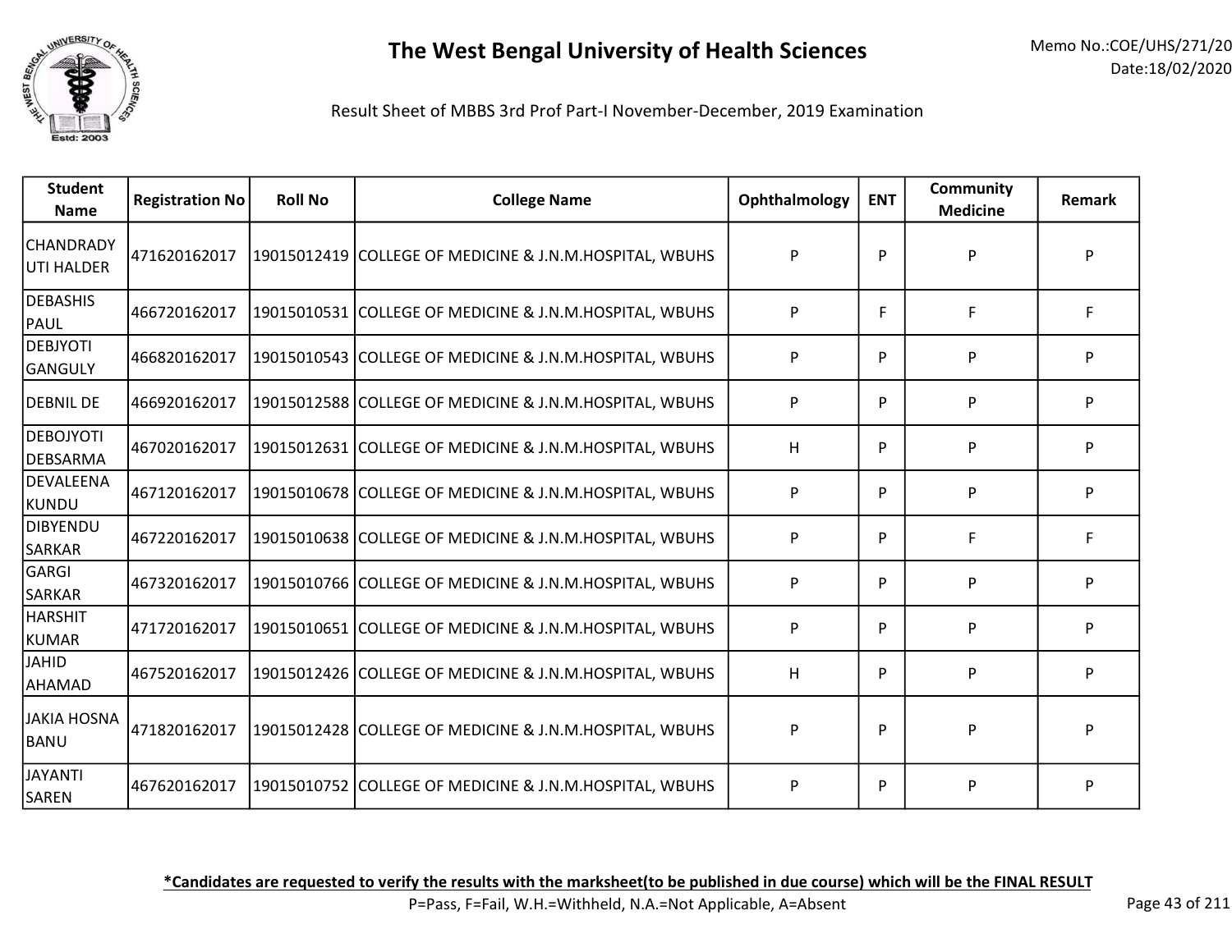# The West Bengal University of Health Sciences

Memo No.:COE/UHS/271/20
Date:18/02/2020

Result Sheet of MBBS 3rd Prof Part-I November-December, 2019 Examination

| Student Name | Registration No | Roll No | College Name | Ophthalmology | ENT | Community Medicine | Remark |
|---|---|---|---|---|---|---|---|
| CHANDRADY UTI HALDER | 471620162017 | 19015012419 | COLLEGE OF MEDICINE & J.N.M.HOSPITAL, WBUHS | P | P | P | P |
| DEBASHIS PAUL | 466720162017 | 19015010531 | COLLEGE OF MEDICINE & J.N.M.HOSPITAL, WBUHS | P | F | F | F |
| DEBJYOTI GANGULY | 466820162017 | 19015010543 | COLLEGE OF MEDICINE & J.N.M.HOSPITAL, WBUHS | P | P | P | P |
| DEBNIL DE | 466920162017 | 19015012588 | COLLEGE OF MEDICINE & J.N.M.HOSPITAL, WBUHS | P | P | P | P |
| DEBOJYOTI DEBSARMA | 467020162017 | 19015012631 | COLLEGE OF MEDICINE & J.N.M.HOSPITAL, WBUHS | H | P | P | P |
| DEVALEENA KUNDU | 467120162017 | 19015010678 | COLLEGE OF MEDICINE & J.N.M.HOSPITAL, WBUHS | P | P | P | P |
| DIBYENDU SARKAR | 467220162017 | 19015010638 | COLLEGE OF MEDICINE & J.N.M.HOSPITAL, WBUHS | P | P | F | F |
| GARGI SARKAR | 467320162017 | 19015010766 | COLLEGE OF MEDICINE & J.N.M.HOSPITAL, WBUHS | P | P | P | P |
| HARSHIT KUMAR | 471720162017 | 19015010651 | COLLEGE OF MEDICINE & J.N.M.HOSPITAL, WBUHS | P | P | P | P |
| JAHID AHAMAD | 467520162017 | 19015012426 | COLLEGE OF MEDICINE & J.N.M.HOSPITAL, WBUHS | H | P | P | P |
| JAKIA HOSNA BANU | 471820162017 | 19015012428 | COLLEGE OF MEDICINE & J.N.M.HOSPITAL, WBUHS | P | P | P | P |
| JAYANTI SAREN | 467620162017 | 19015010752 | COLLEGE OF MEDICINE & J.N.M.HOSPITAL, WBUHS | P | P | P | P |

**\*Candidates are requested to verify the results with the marksheet(to be published in due course) which will be the FINAL RESULT**

P=Pass, F=Fail, W.H.=Withheld, N.A.=Not Applicable, A=Absent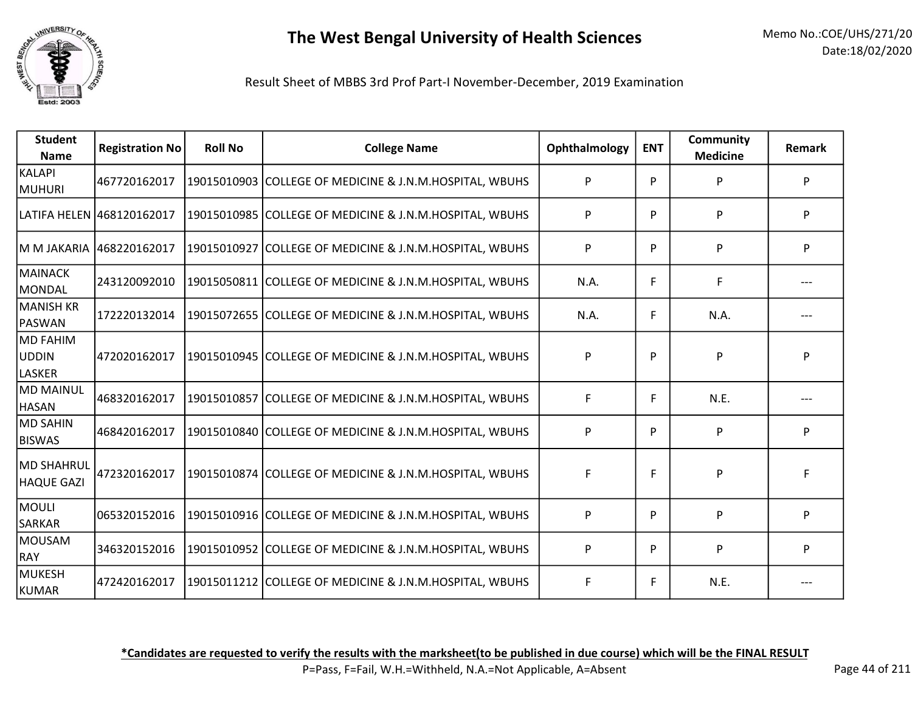# The West Bengal University of Health Sciences

Memo No.:COE/UHS/271/20
Date:18/02/2020

Result Sheet of MBBS 3rd Prof Part-I November-December, 2019 Examination

| Student Name | Registration No | Roll No | College Name | Ophthalmology | ENT | Community Medicine | Remark |
|---|---|---|---|---|---|---|---|
| KALAPI MUHURI | 467720162017 | 19015010903 | COLLEGE OF MEDICINE & J.N.M.HOSPITAL, WBUHS | P | P | P | P |
| LATIFA HELEN | 468120162017 | 19015010985 | COLLEGE OF MEDICINE & J.N.M.HOSPITAL, WBUHS | P | P | P | P |
| M M JAKARIA | 468220162017 | 19015010927 | COLLEGE OF MEDICINE & J.N.M.HOSPITAL, WBUHS | P | P | P | P |
| MAINACK MONDAL | 243120092010 | 19015050811 | COLLEGE OF MEDICINE & J.N.M.HOSPITAL, WBUHS | N.A. | F | F | --- |
| MANISH KR PASWAN | 172220132014 | 19015072655 | COLLEGE OF MEDICINE & J.N.M.HOSPITAL, WBUHS | N.A. | F | N.A. | --- |
| MD FAHIM UDDIN LASKER | 472020162017 | 19015010945 | COLLEGE OF MEDICINE & J.N.M.HOSPITAL, WBUHS | P | P | P | P |
| MD MAINUL HASAN | 468320162017 | 19015010857 | COLLEGE OF MEDICINE & J.N.M.HOSPITAL, WBUHS | F | F | N.E. | --- |
| MD SAHIN BISWAS | 468420162017 | 19015010840 | COLLEGE OF MEDICINE & J.N.M.HOSPITAL, WBUHS | P | P | P | P |
| MD SHAHRUL HAQUE GAZI | 472320162017 | 19015010874 | COLLEGE OF MEDICINE & J.N.M.HOSPITAL, WBUHS | F | F | P | F |
| MOULI SARKAR | 065320152016 | 19015010916 | COLLEGE OF MEDICINE & J.N.M.HOSPITAL, WBUHS | P | P | P | P |
| MOUSAM RAY | 346320152016 | 19015010952 | COLLEGE OF MEDICINE & J.N.M.HOSPITAL, WBUHS | P | P | P | P |
| MUKESH KUMAR | 472420162017 | 19015011212 | COLLEGE OF MEDICINE & J.N.M.HOSPITAL, WBUHS | F | F | N.E. | --- |

**\*Candidates are requested to verify the results with the marksheet(to be published in due course) which will be the FINAL RESULT**

P=Pass, F=Fail, W.H.=Withheld, N.A.=Not Applicable, A=Absent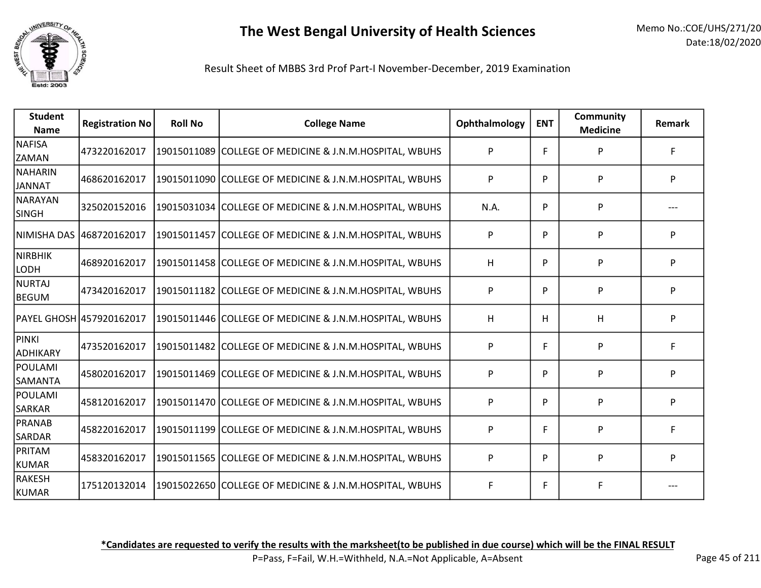# The West Bengal University of Health Sciences

Memo No.:COE/UHS/271/20
Date:18/02/2020

Result Sheet of MBBS 3rd Prof Part-I November-December, 2019 Examination

| Student Name | Registration No | Roll No | College Name | Ophthalmology | ENT | Community Medicine | Remark |
|---|---|---|---|---|---|---|---|
| NAFISA ZAMAN | 473220162017 | 19015011089 | COLLEGE OF MEDICINE & J.N.M.HOSPITAL, WBUHS | P | F | P | F |
| NAHARIN JANNAT | 468620162017 | 19015011090 | COLLEGE OF MEDICINE & J.N.M.HOSPITAL, WBUHS | P | P | P | P |
| NARAYAN SINGH | 325020152016 | 19015031034 | COLLEGE OF MEDICINE & J.N.M.HOSPITAL, WBUHS | N.A. | P | P | --- |
| NIMISHA DAS | 468720162017 | 19015011457 | COLLEGE OF MEDICINE & J.N.M.HOSPITAL, WBUHS | P | P | P | P |
| NIRBHIK LODH | 468920162017 | 19015011458 | COLLEGE OF MEDICINE & J.N.M.HOSPITAL, WBUHS | H | P | P | P |
| NURTAJ BEGUM | 473420162017 | 19015011182 | COLLEGE OF MEDICINE & J.N.M.HOSPITAL, WBUHS | P | P | P | P |
| PAYEL GHOSH | 457920162017 | 19015011446 | COLLEGE OF MEDICINE & J.N.M.HOSPITAL, WBUHS | H | H | H | P |
| PINKI ADHIKARY | 473520162017 | 19015011482 | COLLEGE OF MEDICINE & J.N.M.HOSPITAL, WBUHS | P | F | P | F |
| POULAMI SAMANTA | 458020162017 | 19015011469 | COLLEGE OF MEDICINE & J.N.M.HOSPITAL, WBUHS | P | P | P | P |
| POULAMI SARKAR | 458120162017 | 19015011470 | COLLEGE OF MEDICINE & J.N.M.HOSPITAL, WBUHS | P | P | P | P |
| PRANAB SARDAR | 458220162017 | 19015011199 | COLLEGE OF MEDICINE & J.N.M.HOSPITAL, WBUHS | P | F | P | F |
| PRITAM KUMAR | 458320162017 | 19015011565 | COLLEGE OF MEDICINE & J.N.M.HOSPITAL, WBUHS | P | P | P | P |
| RAKESH KUMAR | 175120132014 | 19015022650 | COLLEGE OF MEDICINE & J.N.M.HOSPITAL, WBUHS | F | F | F | --- |

***Candidates are requested to verify the results with the marksheet(to be published in due course) which will be the FINAL RESULT**

P=Pass, F=Fail, W.H.=Withheld, N.A.=Not Applicable, A=Absent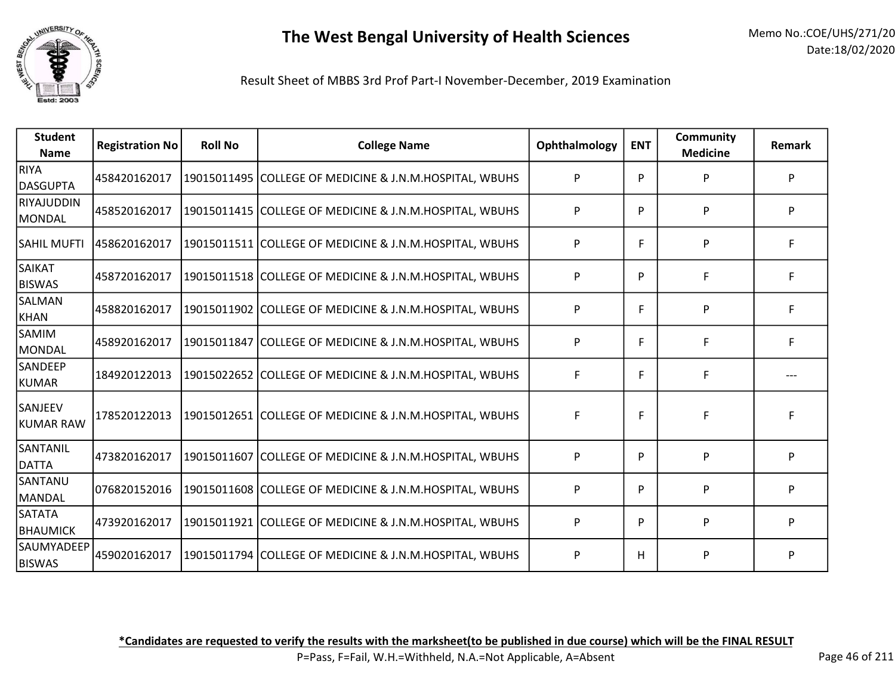# The West Bengal University of Health Sciences

Memo No.:COE/UHS/271/20
Date:18/02/2020

Result Sheet of MBBS 3rd Prof Part-I November-December, 2019 Examination

| Student Name | Registration No | Roll No | College Name | Ophthalmology | ENT | Community Medicine | Remark |
|---|---|---|---|---|---|---|---|
| RIYA DASGUPTA | 458420162017 | 19015011495 | COLLEGE OF MEDICINE & J.N.M.HOSPITAL, WBUHS | P | P | P | P |
| RIYAJUDDIN MONDAL | 458520162017 | 19015011415 | COLLEGE OF MEDICINE & J.N.M.HOSPITAL, WBUHS | P | P | P | P |
| SAHIL MUFTI | 458620162017 | 19015011511 | COLLEGE OF MEDICINE & J.N.M.HOSPITAL, WBUHS | P | F | P | F |
| SAIKAT BISWAS | 458720162017 | 19015011518 | COLLEGE OF MEDICINE & J.N.M.HOSPITAL, WBUHS | P | P | F | F |
| SALMAN KHAN | 458820162017 | 19015011902 | COLLEGE OF MEDICINE & J.N.M.HOSPITAL, WBUHS | P | F | P | F |
| SAMIM MONDAL | 458920162017 | 19015011847 | COLLEGE OF MEDICINE & J.N.M.HOSPITAL, WBUHS | P | F | F | F |
| SANDEEP KUMAR | 184920122013 | 19015022652 | COLLEGE OF MEDICINE & J.N.M.HOSPITAL, WBUHS | F | F | F | --- |
| SANJEEV KUMAR RAW | 178520122013 | 19015012651 | COLLEGE OF MEDICINE & J.N.M.HOSPITAL, WBUHS | F | F | F | F |
| SANTANIL DATTA | 473820162017 | 19015011607 | COLLEGE OF MEDICINE & J.N.M.HOSPITAL, WBUHS | P | P | P | P |
| SANTANU MANDAL | 076820152016 | 19015011608 | COLLEGE OF MEDICINE & J.N.M.HOSPITAL, WBUHS | P | P | P | P |
| SATATA BHAUMICK | 473920162017 | 19015011921 | COLLEGE OF MEDICINE & J.N.M.HOSPITAL, WBUHS | P | P | P | P |
| SAUMYADEEP BISWAS | 459020162017 | 19015011794 | COLLEGE OF MEDICINE & J.N.M.HOSPITAL, WBUHS | P | H | P | P |

**\*Candidates are requested to verify the results with the marksheet(to be published in due course) which will be the FINAL RESULT**

P=Pass, F=Fail, W.H.=Withheld, N.A.=Not Applicable, A=Absent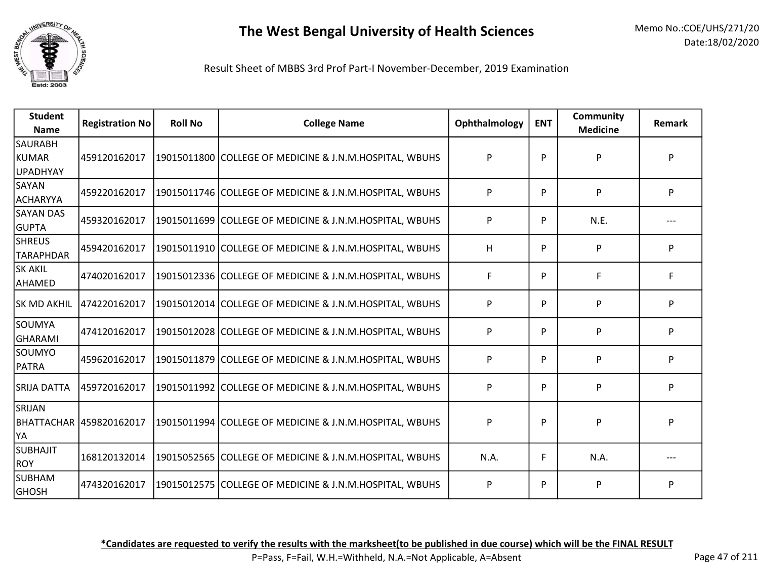# The West Bengal University of Health Sciences

Memo No.:COE/UHS/271/20
Date:18/02/2020

Result Sheet of MBBS 3rd Prof Part-I November-December, 2019 Examination

| Student Name | Registration No | Roll No | College Name | Ophthalmology | ENT | Community Medicine | Remark |
|---|---|---|---|---|---|---|---|
| SAURABH KUMAR UPADHYAY | 459120162017 | 19015011800 | COLLEGE OF MEDICINE & J.N.M.HOSPITAL, WBUHS | P | P | P | P |
| SAYAN ACHARYYA | 459220162017 | 19015011746 | COLLEGE OF MEDICINE & J.N.M.HOSPITAL, WBUHS | P | P | P | P |
| SAYAN DAS GUPTA | 459320162017 | 19015011699 | COLLEGE OF MEDICINE & J.N.M.HOSPITAL, WBUHS | P | P | N.E. | --- |
| SHREUS TARAPHDAR | 459420162017 | 19015011910 | COLLEGE OF MEDICINE & J.N.M.HOSPITAL, WBUHS | H | P | P | P |
| SK AKIL AHAMED | 474020162017 | 19015012336 | COLLEGE OF MEDICINE & J.N.M.HOSPITAL, WBUHS | F | P | F | F |
| SK MD AKHIL | 474220162017 | 19015012014 | COLLEGE OF MEDICINE & J.N.M.HOSPITAL, WBUHS | P | P | P | P |
| SOUMYA GHARAMI | 474120162017 | 19015012028 | COLLEGE OF MEDICINE & J.N.M.HOSPITAL, WBUHS | P | P | P | P |
| SOUMYO PATRA | 459620162017 | 19015011879 | COLLEGE OF MEDICINE & J.N.M.HOSPITAL, WBUHS | P | P | P | P |
| SRIJA DATTA | 459720162017 | 19015011992 | COLLEGE OF MEDICINE & J.N.M.HOSPITAL, WBUHS | P | P | P | P |
| SRIJAN BHATTACHARYA | 459820162017 | 19015011994 | COLLEGE OF MEDICINE & J.N.M.HOSPITAL, WBUHS | P | P | P | P |
| SUBHAJIT ROY | 168120132014 | 19015052565 | COLLEGE OF MEDICINE & J.N.M.HOSPITAL, WBUHS | N.A. | F | N.A. | --- |
| SUBHAM GHOSH | 474320162017 | 19015012575 | COLLEGE OF MEDICINE & J.N.M.HOSPITAL, WBUHS | P | P | P | P |

**\*Candidates are requested to verify the results with the marksheet(to be published in due course) which will be the FINAL RESULT**

P=Pass, F=Fail, W.H.=Withheld, N.A.=Not Applicable, A=Absent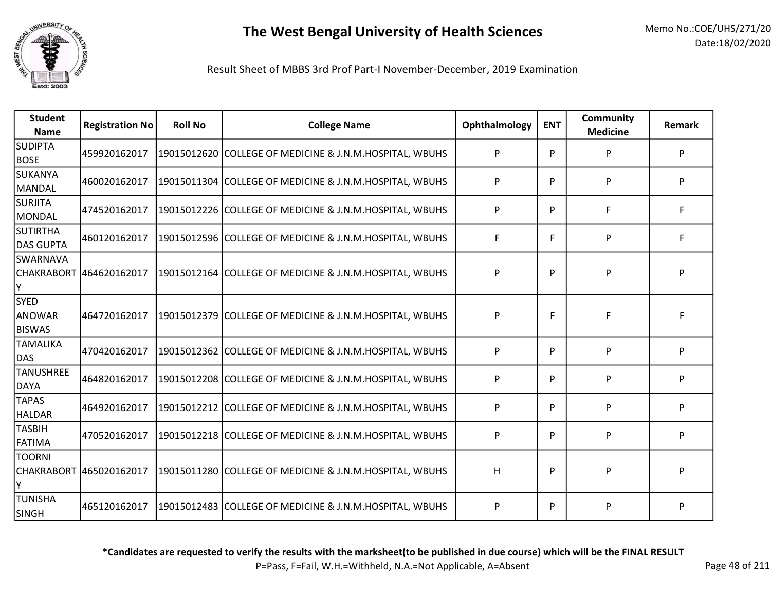# The West Bengal University of Health Sciences

Memo No.:COE/UHS/271/20
Date:18/02/2020

Result Sheet of MBBS 3rd Prof Part-I November-December, 2019 Examination

| Student Name | Registration No | Roll No | College Name | Ophthalmology | ENT | Community Medicine | Remark |
|---|---|---|---|---|---|---|---|
| SUDIPTA BOSE | 459920162017 | 19015012620 | COLLEGE OF MEDICINE & J.N.M.HOSPITAL, WBUHS | P | P | P | P |
| SUKANYA MANDAL | 460020162017 | 19015011304 | COLLEGE OF MEDICINE & J.N.M.HOSPITAL, WBUHS | P | P | P | P |
| SURJITA MONDAL | 474520162017 | 19015012226 | COLLEGE OF MEDICINE & J.N.M.HOSPITAL, WBUHS | P | P | F | F |
| SUTIRTHA DAS GUPTA | 460120162017 | 19015012596 | COLLEGE OF MEDICINE & J.N.M.HOSPITAL, WBUHS | F | F | P | F |
| SWARNAVA CHAKRABORTY | 464620162017 | 19015012164 | COLLEGE OF MEDICINE & J.N.M.HOSPITAL, WBUHS | P | P | P | P |
| SYED ANOWAR BISWAS | 464720162017 | 19015012379 | COLLEGE OF MEDICINE & J.N.M.HOSPITAL, WBUHS | P | F | F | F |
| TAMALIKA DAS | 470420162017 | 19015012362 | COLLEGE OF MEDICINE & J.N.M.HOSPITAL, WBUHS | P | P | P | P |
| TANUSHREE DAYA | 464820162017 | 19015012208 | COLLEGE OF MEDICINE & J.N.M.HOSPITAL, WBUHS | P | P | P | P |
| TAPAS HALDAR | 464920162017 | 19015012212 | COLLEGE OF MEDICINE & J.N.M.HOSPITAL, WBUHS | P | P | P | P |
| TASBIH FATIMA | 470520162017 | 19015012218 | COLLEGE OF MEDICINE & J.N.M.HOSPITAL, WBUHS | P | P | P | P |
| TOORNI CHAKRABORTY | 465020162017 | 19015011280 | COLLEGE OF MEDICINE & J.N.M.HOSPITAL, WBUHS | H | P | P | P |
| TUNISHA SINGH | 465120162017 | 19015012483 | COLLEGE OF MEDICINE & J.N.M.HOSPITAL, WBUHS | P | P | P | P |

**\*Candidates are requested to verify the results with the marksheet(to be published in due course) which will be the FINAL RESULT**

P=Pass, F=Fail, W.H.=Withheld, N.A.=Not Applicable, A=Absent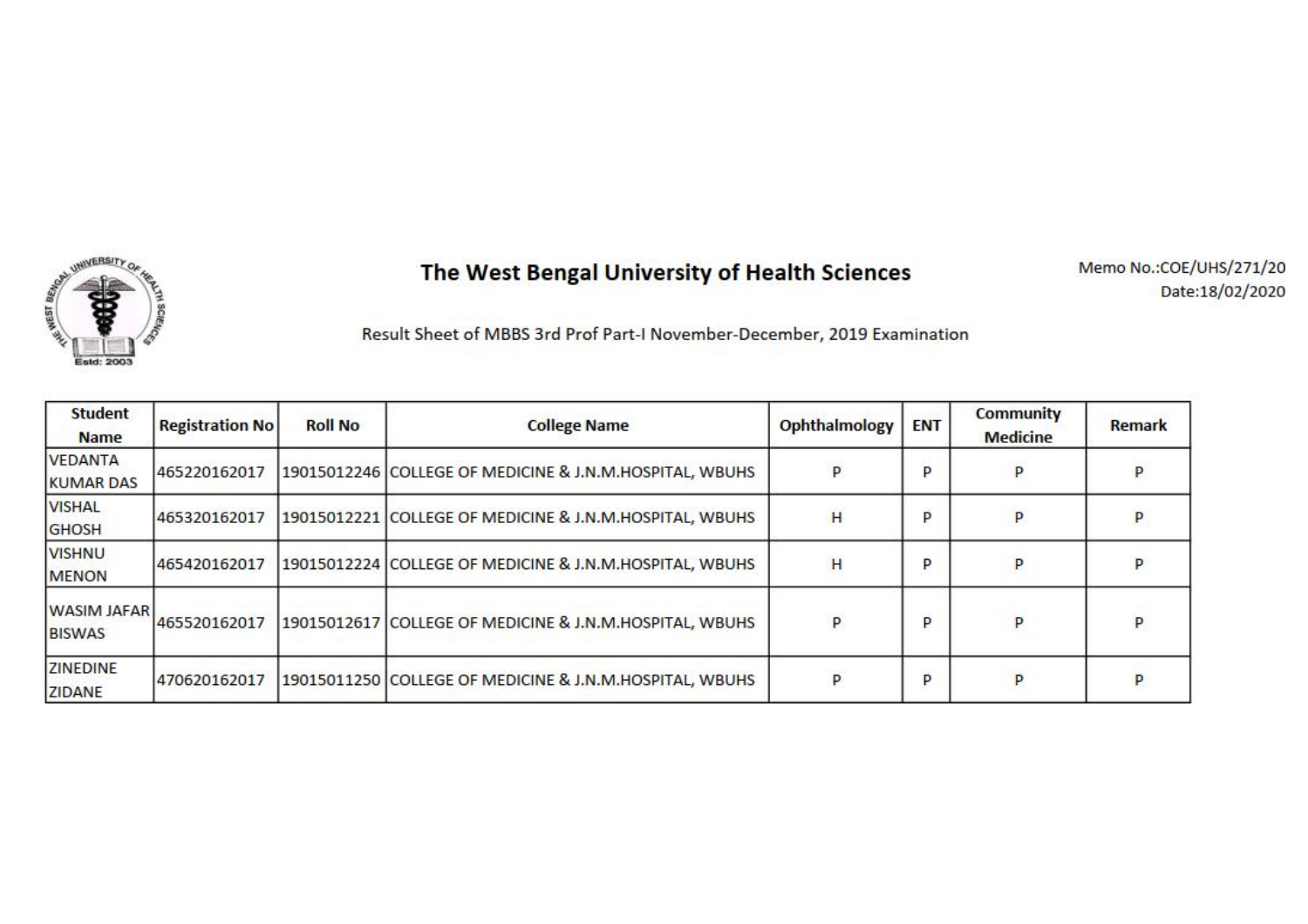# The West Bengal University of Health Sciences

Memo No.:COE/UHS/271/20
Date:18/02/2020

Result Sheet of MBBS 3rd Prof Part-I November-December, 2019 Examination

| Student Name | Registration No | Roll No | College Name | Ophthalmology | ENT | Community Medicine | Remark |
|---|---|---|---|---|---|---|---|
| VEDANTA KUMAR DAS | 465220162017 | 19015012246 | COLLEGE OF MEDICINE & J.N.M.HOSPITAL, WBUHS | P | P | P | P |
| VISHAL GHOSH | 465320162017 | 19015012221 | COLLEGE OF MEDICINE & J.N.M.HOSPITAL, WBUHS | H | P | P | P |
| VISHNU MENON | 465420162017 | 19015012224 | COLLEGE OF MEDICINE & J.N.M.HOSPITAL, WBUHS | H | P | P | P |
| WASIM JAFAR BISWAS | 465520162017 | 19015012617 | COLLEGE OF MEDICINE & J.N.M.HOSPITAL, WBUHS | P | P | P | P |
| ZINEDINE ZIDANE | 470620162017 | 19015011250 | COLLEGE OF MEDICINE & J.N.M.HOSPITAL, WBUHS | P | P | P | P |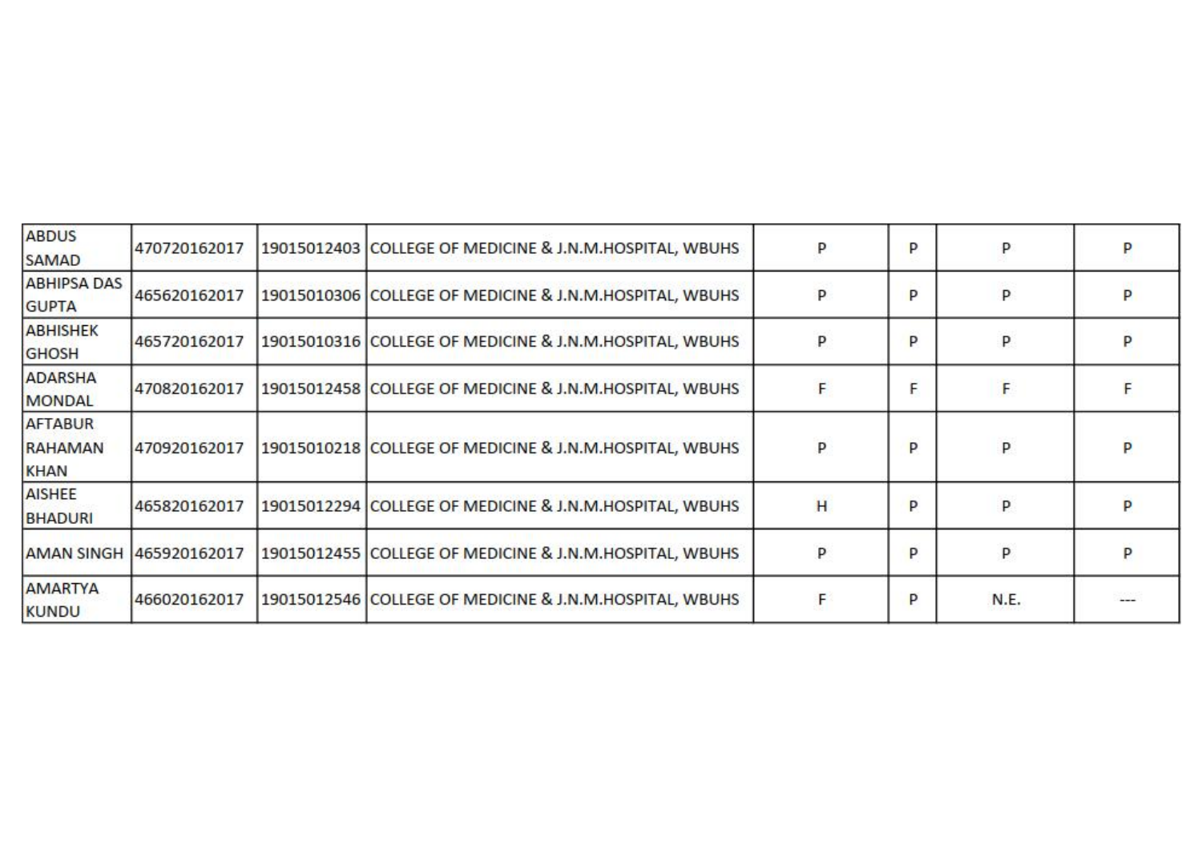| | | | | | | | |
|---|---|---|---|---|---|---|---|
| ABDUS SAMAD | 470720162017 | 19015012403 | COLLEGE OF MEDICINE & J.N.M.HOSPITAL, WBUHS | P | P | P | P |
| ABHIPSA DAS GUPTA | 465620162017 | 19015010306 | COLLEGE OF MEDICINE & J.N.M.HOSPITAL, WBUHS | P | P | P | P |
| ABHISHEK GHOSH | 465720162017 | 19015010316 | COLLEGE OF MEDICINE & J.N.M.HOSPITAL, WBUHS | P | P | P | P |
| ADARSHA MONDAL | 470820162017 | 19015012458 | COLLEGE OF MEDICINE & J.N.M.HOSPITAL, WBUHS | F | F | F | F |
| AFTABUR RAHAMAN KHAN | 470920162017 | 19015010218 | COLLEGE OF MEDICINE & J.N.M.HOSPITAL, WBUHS | P | P | P | P |
| AISHEE BHADURI | 465820162017 | 19015012294 | COLLEGE OF MEDICINE & J.N.M.HOSPITAL, WBUHS | H | P | P | P |
| AMAN SINGH | 465920162017 | 19015012455 | COLLEGE OF MEDICINE & J.N.M.HOSPITAL, WBUHS | P | P | P | P |
| AMARTYA KUNDU | 466020162017 | 19015012546 | COLLEGE OF MEDICINE & J.N.M.HOSPITAL, WBUHS | F | P | N.E. | --- |